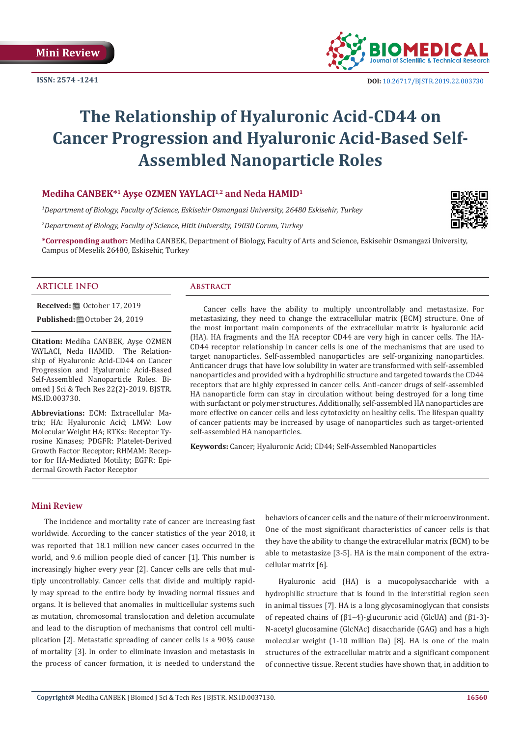Mini Review

ISSN: 2574 -1241

DOI: 10.26717/BJSTR.2019.22.003730

# The Relationship of Hyaluronic Acid-CD44 on Cancer Progression and Hyaluronic Acid-Based Self-Assembled Nanoparticle Roles

**Mediha CANBEK*[1] Ayşe OZMEN YAYLACI[1,2] and Neda HAMID[1]**

*[1]Department of Biology, Faculty of Science, Eskisehir Osmangazi University, 26480 Eskisehir, Turkey*

*[2]Department of Biology, Faculty of Science, Hitit University, 19030 Corum, Turkey*

**\*Corresponding author:** Mediha CANBEK, Department of Biology, Faculty of Arts and Science, Eskisehir Osmangazi University, Campus of Meselik 26480, Eskisehir, Turkey

## ARTICLE INFO

**Received:** October 17, 2019

**Published:** October 24, 2019

**Citation:** Mediha CANBEK, Ayşe OZMEN YAYLACI, Neda HAMID. The Relationship of Hyaluronic Acid-CD44 on Cancer Progression and Hyaluronic Acid-Based Self-Assembled Nanoparticle Roles. Biomed J Sci & Tech Res 22(2)-2019. BJSTR. MS.ID.003730.

**Abbreviations:** ECM: Extracellular Matrix; HA: Hyaluronic Acid; LMW: Low Molecular Weight HA; RTKs: Receptor Tyrosine Kinases; PDGFR: Platelet-Derived Growth Factor Receptor; RHMAM: Receptor for HA-Mediated Motility; EGFR: Epidermal Growth Factor Receptor

## Abstract

Cancer cells have the ability to multiply uncontrollably and metastasize. For metastasizing, they need to change the extracellular matrix (ECM) structure. One of the most important main components of the extracellular matrix is hyaluronic acid (HA). HA fragments and the HA receptor CD44 are very high in cancer cells. The HA-CD44 receptor relationship in cancer cells is one of the mechanisms that are used to target nanoparticles. Self-assembled nanoparticles are self-organizing nanoparticles. Anticancer drugs that have low solubility in water are transformed with self-assembled nanoparticles and provided with a hydrophilic structure and targeted towards the CD44 receptors that are highly expressed in cancer cells. Anti-cancer drugs of self-assembled HA nanoparticle form can stay in circulation without being destroyed for a long time with surfactant or polymer structures. Additionally, self-assembled HA nanoparticles are more effective on cancer cells and less cytotoxicity on healthy cells. The lifespan quality of cancer patients may be increased by usage of nanoparticles such as target-oriented self-assembled HA nanoparticles.

**Keywords:** Cancer; Hyaluronic Acid; CD44; Self-Assembled Nanoparticles

## Mini Review

The incidence and mortality rate of cancer are increasing fast worldwide. According to the cancer statistics of the year 2018, it was reported that 18.1 million new cancer cases occurred in the world, and 9.6 million people died of cancer [1]. This number is increasingly higher every year [2]. Cancer cells are cells that multiply uncontrollably. Cancer cells that divide and multiply rapidly may spread to the entire body by invading normal tissues and organs. It is believed that anomalies in multicellular systems such as mutation, chromosomal translocation and deletion accumulate and lead to the disruption of mechanisms that control cell multiplication [2]. Metastatic spreading of cancer cells is a 90% cause of mortality [3]. In order to eliminate invasion and metastasis in the process of cancer formation, it is needed to understand the behaviors of cancer cells and the nature of their microenvironment. One of the most significant characteristics of cancer cells is that they have the ability to change the extracellular matrix (ECM) to be able to metastasize [3-5]. HA is the main component of the extracellular matrix [6].

Hyaluronic acid (HA) is a mucopolysaccharide with a hydrophilic structure that is found in the interstitial region seen in animal tissues [7]. HA is a long glycosaminoglycan that consists of repeated chains of (β1–4)-glucuronic acid (GlcUA) and (β1-3)-N-acetyl glucosamine (GlcNAc) disaccharide (GAG) and has a high molecular weight (1-10 million Da) [8]. HA is one of the main structures of the extracellular matrix and a significant component of connective tissue. Recent studies have shown that, in addition to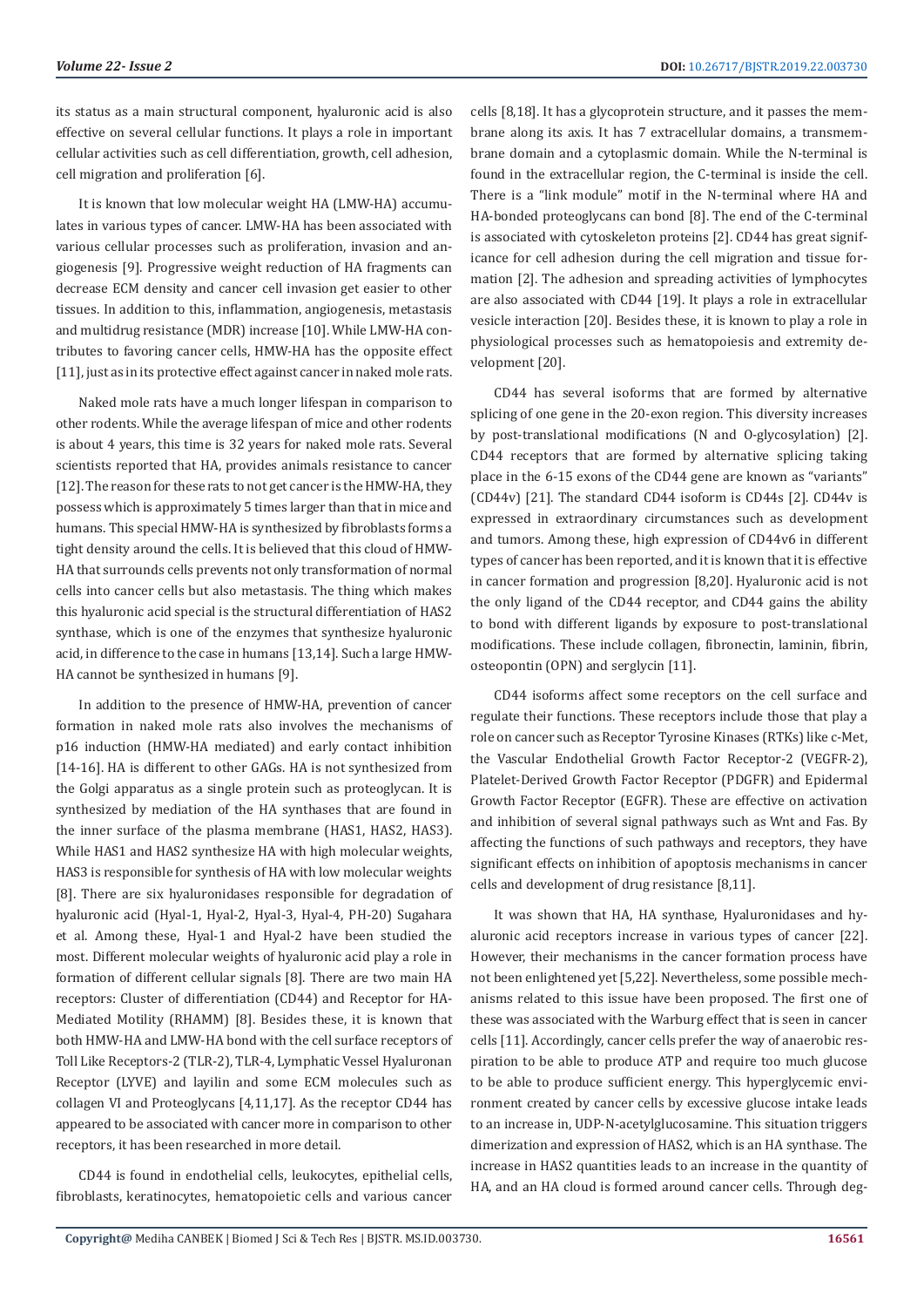its status as a main structural component, hyaluronic acid is also effective on several cellular functions. It plays a role in important cellular activities such as cell differentiation, growth, cell adhesion, cell migration and proliferation [6].

It is known that low molecular weight HA (LMW-HA) accumulates in various types of cancer. LMW-HA has been associated with various cellular processes such as proliferation, invasion and angiogenesis [9]. Progressive weight reduction of HA fragments can decrease ECM density and cancer cell invasion get easier to other tissues. In addition to this, inflammation, angiogenesis, metastasis and multidrug resistance (MDR) increase [10]. While LMW-HA contributes to favoring cancer cells, HMW-HA has the opposite effect [11], just as in its protective effect against cancer in naked mole rats.

Naked mole rats have a much longer lifespan in comparison to other rodents. While the average lifespan of mice and other rodents is about 4 years, this time is 32 years for naked mole rats. Several scientists reported that HA, provides animals resistance to cancer [12]. The reason for these rats to not get cancer is the HMW-HA, they possess which is approximately 5 times larger than that in mice and humans. This special HMW-HA is synthesized by fibroblasts forms a tight density around the cells. It is believed that this cloud of HMW-HA that surrounds cells prevents not only transformation of normal cells into cancer cells but also metastasis. The thing which makes this hyaluronic acid special is the structural differentiation of HAS2 synthase, which is one of the enzymes that synthesize hyaluronic acid, in difference to the case in humans [13,14]. Such a large HMW-HA cannot be synthesized in humans [9].

In addition to the presence of HMW-HA, prevention of cancer formation in naked mole rats also involves the mechanisms of p16 induction (HMW-HA mediated) and early contact inhibition [14-16]. HA is different to other GAGs. HA is not synthesized from the Golgi apparatus as a single protein such as proteoglycan. It is synthesized by mediation of the HA synthases that are found in the inner surface of the plasma membrane (HAS1, HAS2, HAS3). While HAS1 and HAS2 synthesize HA with high molecular weights, HAS3 is responsible for synthesis of HA with low molecular weights [8]. There are six hyaluronidases responsible for degradation of hyaluronic acid (Hyal-1, Hyal-2, Hyal-3, Hyal-4, PH-20) Sugahara et al. Among these, Hyal-1 and Hyal-2 have been studied the most. Different molecular weights of hyaluronic acid play a role in formation of different cellular signals [8]. There are two main HA receptors: Cluster of differentiation (CD44) and Receptor for HA-Mediated Motility (RHAMM) [8]. Besides these, it is known that both HMW-HA and LMW-HA bond with the cell surface receptors of Toll Like Receptors-2 (TLR-2), TLR-4, Lymphatic Vessel Hyaluronan Receptor (LYVE) and layilin and some ECM molecules such as collagen VI and Proteoglycans [4,11,17]. As the receptor CD44 has appeared to be associated with cancer more in comparison to other receptors, it has been researched in more detail.

CD44 is found in endothelial cells, leukocytes, epithelial cells, fibroblasts, keratinocytes, hematopoietic cells and various cancer cells [8,18]. It has a glycoprotein structure, and it passes the membrane along its axis. It has 7 extracellular domains, a transmembrane domain and a cytoplasmic domain. While the N-terminal is found in the extracellular region, the C-terminal is inside the cell. There is a "link module" motif in the N-terminal where HA and HA-bonded proteoglycans can bond [8]. The end of the C-terminal is associated with cytoskeleton proteins [2]. CD44 has great significance for cell adhesion during the cell migration and tissue formation [2]. The adhesion and spreading activities of lymphocytes are also associated with CD44 [19]. It plays a role in extracellular vesicle interaction [20]. Besides these, it is known to play a role in physiological processes such as hematopoiesis and extremity development [20].

CD44 has several isoforms that are formed by alternative splicing of one gene in the 20-exon region. This diversity increases by post-translational modifications (N and O-glycosylation) [2]. CD44 receptors that are formed by alternative splicing taking place in the 6-15 exons of the CD44 gene are known as "variants" (CD44v) [21]. The standard CD44 isoform is CD44s [2]. CD44v is expressed in extraordinary circumstances such as development and tumors. Among these, high expression of CD44v6 in different types of cancer has been reported, and it is known that it is effective in cancer formation and progression [8,20]. Hyaluronic acid is not the only ligand of the CD44 receptor, and CD44 gains the ability to bond with different ligands by exposure to post-translational modifications. These include collagen, fibronectin, laminin, fibrin, osteopontin (OPN) and serglycin [11].

CD44 isoforms affect some receptors on the cell surface and regulate their functions. These receptors include those that play a role on cancer such as Receptor Tyrosine Kinases (RTKs) like c-Met, the Vascular Endothelial Growth Factor Receptor-2 (VEGFR-2), Platelet-Derived Growth Factor Receptor (PDGFR) and Epidermal Growth Factor Receptor (EGFR). These are effective on activation and inhibition of several signal pathways such as Wnt and Fas. By affecting the functions of such pathways and receptors, they have significant effects on inhibition of apoptosis mechanisms in cancer cells and development of drug resistance [8,11].

It was shown that HA, HA synthase, Hyaluronidases and hyaluronic acid receptors increase in various types of cancer [22]. However, their mechanisms in the cancer formation process have not been enlightened yet [5,22]. Nevertheless, some possible mechanisms related to this issue have been proposed. The first one of these was associated with the Warburg effect that is seen in cancer cells [11]. Accordingly, cancer cells prefer the way of anaerobic respiration to be able to produce ATP and require too much glucose to be able to produce sufficient energy. This hyperglycemic environment created by cancer cells by excessive glucose intake leads to an increase in, UDP-N-acetylglucosamine. This situation triggers dimerization and expression of HAS2, which is an HA synthase. The increase in HAS2 quantities leads to an increase in the quantity of HA, and an HA cloud is formed around cancer cells. Through deg-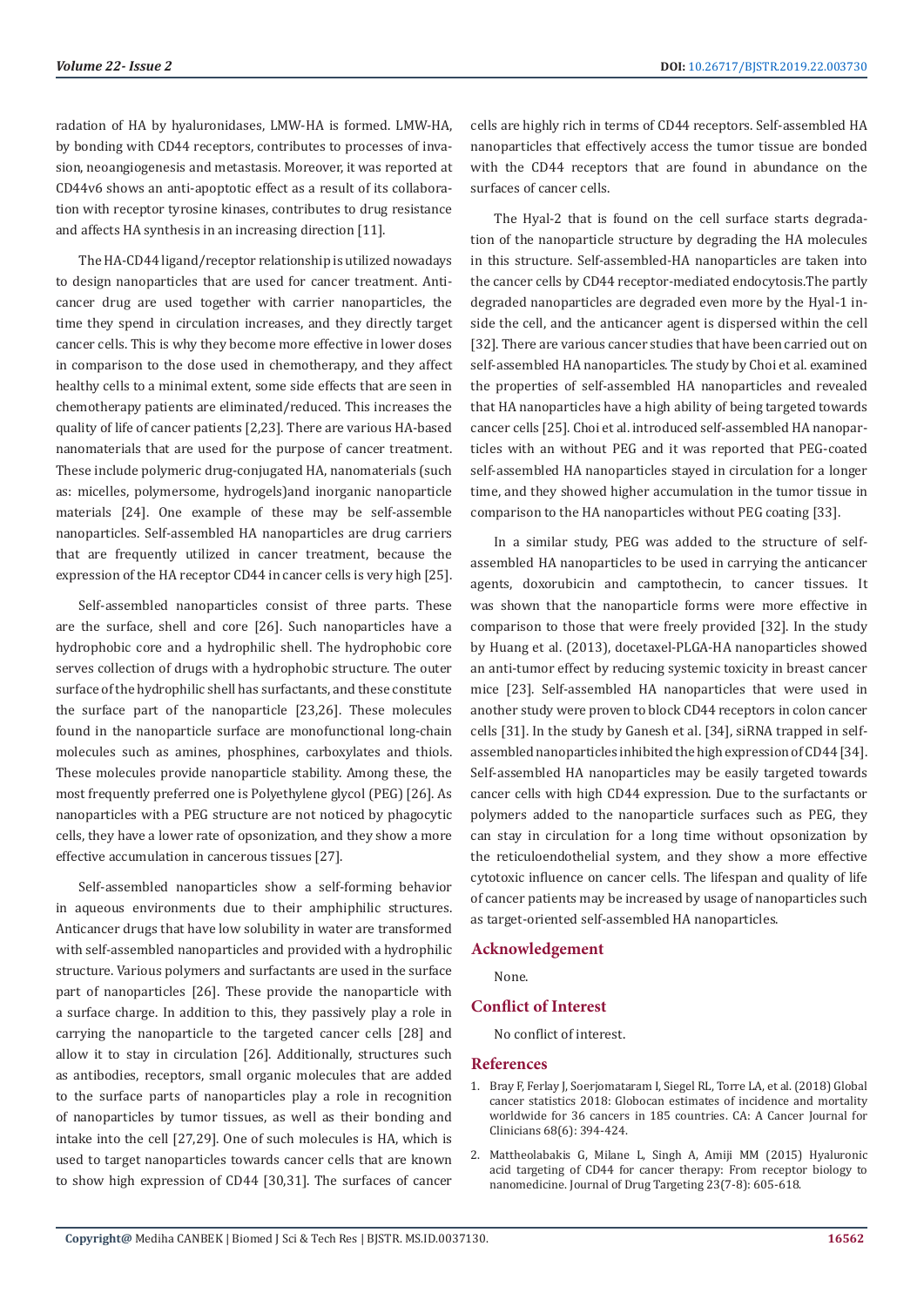radation of HA by hyaluronidases, LMW-HA is formed. LMW-HA, by bonding with CD44 receptors, contributes to processes of invasion, neoangiogenesis and metastasis. Moreover, it was reported at CD44v6 shows an anti-apoptotic effect as a result of its collaboration with receptor tyrosine kinases, contributes to drug resistance and affects HA synthesis in an increasing direction [11].

The HA-CD44 ligand/receptor relationship is utilized nowadays to design nanoparticles that are used for cancer treatment. Anticancer drug are used together with carrier nanoparticles, the time they spend in circulation increases, and they directly target cancer cells. This is why they become more effective in lower doses in comparison to the dose used in chemotherapy, and they affect healthy cells to a minimal extent, some side effects that are seen in chemotherapy patients are eliminated/reduced. This increases the quality of life of cancer patients [2,23]. There are various HA-based nanomaterials that are used for the purpose of cancer treatment. These include polymeric drug-conjugated HA, nanomaterials (such as: micelles, polymersome, hydrogels)and inorganic nanoparticle materials [24]. One example of these may be self-assemble nanoparticles. Self-assembled HA nanoparticles are drug carriers that are frequently utilized in cancer treatment, because the expression of the HA receptor CD44 in cancer cells is very high [25].

Self-assembled nanoparticles consist of three parts. These are the surface, shell and core [26]. Such nanoparticles have a hydrophobic core and a hydrophilic shell. The hydrophobic core serves collection of drugs with a hydrophobic structure. The outer surface of the hydrophilic shell has surfactants, and these constitute the surface part of the nanoparticle [23,26]. These molecules found in the nanoparticle surface are monofunctional long-chain molecules such as amines, phosphines, carboxylates and thiols. These molecules provide nanoparticle stability. Among these, the most frequently preferred one is Polyethylene glycol (PEG) [26]. As nanoparticles with a PEG structure are not noticed by phagocytic cells, they have a lower rate of opsonization, and they show a more effective accumulation in cancerous tissues [27].

Self-assembled nanoparticles show a self-forming behavior in aqueous environments due to their amphiphilic structures. Anticancer drugs that have low solubility in water are transformed with self-assembled nanoparticles and provided with a hydrophilic structure. Various polymers and surfactants are used in the surface part of nanoparticles [26]. These provide the nanoparticle with a surface charge. In addition to this, they passively play a role in carrying the nanoparticle to the targeted cancer cells [28] and allow it to stay in circulation [26]. Additionally, structures such as antibodies, receptors, small organic molecules that are added to the surface parts of nanoparticles play a role in recognition of nanoparticles by tumor tissues, as well as their bonding and intake into the cell [27,29]. One of such molecules is HA, which is used to target nanoparticles towards cancer cells that are known to show high expression of CD44 [30,31]. The surfaces of cancer cells are highly rich in terms of CD44 receptors. Self-assembled HA nanoparticles that effectively access the tumor tissue are bonded with the CD44 receptors that are found in abundance on the surfaces of cancer cells.

The Hyal-2 that is found on the cell surface starts degradation of the nanoparticle structure by degrading the HA molecules in this structure. Self-assembled-HA nanoparticles are taken into the cancer cells by CD44 receptor-mediated endocytosis.The partly degraded nanoparticles are degraded even more by the Hyal-1 inside the cell, and the anticancer agent is dispersed within the cell [32]. There are various cancer studies that have been carried out on self-assembled HA nanoparticles. The study by Choi et al. examined the properties of self-assembled HA nanoparticles and revealed that HA nanoparticles have a high ability of being targeted towards cancer cells [25]. Choi et al. introduced self-assembled HA nanoparticles with an without PEG and it was reported that PEG-coated self-assembled HA nanoparticles stayed in circulation for a longer time, and they showed higher accumulation in the tumor tissue in comparison to the HA nanoparticles without PEG coating [33].

In a similar study, PEG was added to the structure of self-assembled HA nanoparticles to be used in carrying the anticancer agents, doxorubicin and camptothecin, to cancer tissues. It was shown that the nanoparticle forms were more effective in comparison to those that were freely provided [32]. In the study by Huang et al. (2013), docetaxel-PLGA-HA nanoparticles showed an anti-tumor effect by reducing systemic toxicity in breast cancer mice [23]. Self-assembled HA nanoparticles that were used in another study were proven to block CD44 receptors in colon cancer cells [31]. In the study by Ganesh et al. [34], siRNA trapped in self-assembled nanoparticles inhibited the high expression of CD44 [34]. Self-assembled HA nanoparticles may be easily targeted towards cancer cells with high CD44 expression. Due to the surfactants or polymers added to the nanoparticle surfaces such as PEG, they can stay in circulation for a long time without opsonization by the reticuloendothelial system, and they show a more effective cytotoxic influence on cancer cells. The lifespan and quality of life of cancer patients may be increased by usage of nanoparticles such as target-oriented self-assembled HA nanoparticles.

## Acknowledgement

None.

## Conflict of Interest

No conflict of interest.

## References

1. Bray F, Ferlay J, Soerjomataram I, Siegel RL, Torre LA, et al. (2018) Global cancer statistics 2018: Globocan estimates of incidence and mortality worldwide for 36 cancers in 185 countries. CA: A Cancer Journal for Clinicians 68(6): 394-424.
2. Mattheolabakis G, Milane L, Singh A, Amiji MM (2015) Hyaluronic acid targeting of CD44 for cancer therapy: From receptor biology to nanomedicine. Journal of Drug Targeting 23(7-8): 605-618.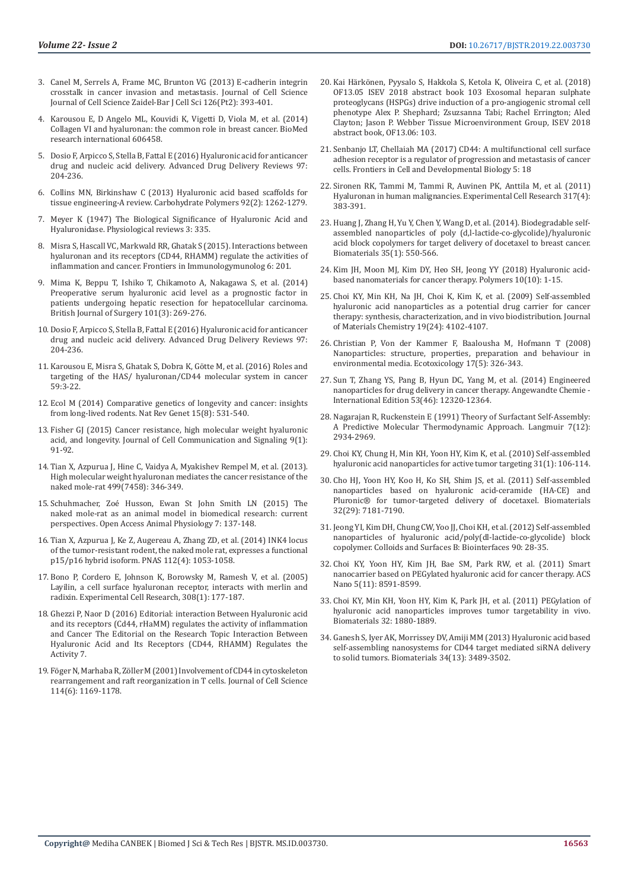3. Canel M, Serrels A, Frame MC, Brunton VG (2013) E-cadherin integrin crosstalk in cancer invasion and metastasis. Journal of Cell Science Journal of Cell Science Zaidel-Bar J Cell Sci 126(Pt2): 393-401.
4. Karousou E, D Angelo ML, Kouvidi K, Vigetti D, Viola M, et al. (2014) Collagen VI and hyaluronan: the common role in breast cancer. BioMed research international 606458.
5. Dosio F, Arpicco S, Stella B, Fattal E (2016) Hyaluronic acid for anticancer drug and nucleic acid delivery. Advanced Drug Delivery Reviews 97: 204-236.
6. Collins MN, Birkinshaw C (2013) Hyaluronic acid based scaffolds for tissue engineering-A review. Carbohydrate Polymers 92(2): 1262-1279.
7. Meyer K (1947) The Biological Significance of Hyaluronic Acid and Hyaluronidase. Physiological reviews 3: 335.
8. Misra S, Hascall VC, Markwald RR, Ghatak S (2015). Interactions between hyaluronan and its receptors (CD44, RHAMM) regulate the activities of inflammation and cancer. Frontiers in Immunologymunolog 6: 201.
9. Mima K, Beppu T, Ishiko T, Chikamoto A, Nakagawa S, et al. (2014) Preoperative serum hyaluronic acid level as a prognostic factor in patients undergoing hepatic resection for hepatocellular carcinoma. British Journal of Surgery 101(3): 269-276.
10. Dosio F, Arpicco S, Stella B, Fattal E (2016) Hyaluronic acid for anticancer drug and nucleic acid delivery. Advanced Drug Delivery Reviews 97: 204-236.
11. Karousou E, Misra S, Ghatak S, Dobra K, Götte M, et al. (2016) Roles and targeting of the HAS/ hyaluronan/CD44 molecular system in cancer 59:3-22.
12. Ecol M (2014) Comparative genetics of longevity and cancer: insights from long-lived rodents. Nat Rev Genet 15(8): 531-540.
13. Fisher GJ (2015) Cancer resistance, high molecular weight hyaluronic acid, and longevity. Journal of Cell Communication and Signaling 9(1): 91-92.
14. Tian X, Azpurua J, Hine C, Vaidya A, Myakishev Rempel M, et al. (2013). High molecular weight hyaluronan mediates the cancer resistance of the naked mole-rat 499(7458): 346-349.
15. Schuhmacher, Zoé Husson, Ewan St John Smith LN (2015) The naked mole-rat as an animal model in biomedical research: current perspectives. Open Access Animal Physiology 7: 137-148.
16. Tian X, Azpurua J, Ke Z, Augereau A, Zhang ZD, et al. (2014) INK4 locus of the tumor-resistant rodent, the naked mole rat, expresses a functional p15/p16 hybrid isoform. PNAS 112(4): 1053-1058.
17. Bono P, Cordero E, Johnson K, Borowsky M, Ramesh V, et al. (2005) Layilin, a cell surface hyaluronan receptor, interacts with merlin and radixin. Experimental Cell Research, 308(1): 177-187.
18. Ghezzi P, Naor D (2016) Editorial: interaction Between Hyaluronic acid and its receptors (Cd44, rHaMM) regulates the activity of inflammation and Cancer The Editorial on the Research Topic Interaction Between Hyaluronic Acid and Its Receptors (CD44, RHAMM) Regulates the Activity 7.
19. Föger N, Marhaba R, Zöller M (2001) Involvement of CD44 in cytoskeleton rearrangement and raft reorganization in T cells. Journal of Cell Science 114(6): 1169-1178.
20. Kai Härkönen, Pyysalo S, Hakkola S, Ketola K, Oliveira C, et al. (2018) OF13.05 ISEV 2018 abstract book 103 Exosomal heparan sulphate proteoglycans (HSPGs) drive induction of a pro-angiogenic stromal cell phenotype Alex P. Shephard; Zsuzsanna Tabi; Rachel Errington; Aled Clayton; Jason P. Webber Tissue Microenvironment Group, ISEV 2018 abstract book, OF13.06: 103.
21. Senbanjo LT, Chellaiah MA (2017) CD44: A multifunctional cell surface adhesion receptor is a regulator of progression and metastasis of cancer cells. Frontiers in Cell and Developmental Biology 5: 18
22. Sironen RK, Tammi M, Tammi R, Auvinen PK, Anttila M, et al. (2011) Hyaluronan in human malignancies. Experimental Cell Research 317(4): 383-391.
23. Huang J, Zhang H, Yu Y, Chen Y, Wang D, et al. (2014). Biodegradable self-assembled nanoparticles of poly (d,l-lactide-co-glycolide)/hyaluronic acid block copolymers for target delivery of docetaxel to breast cancer. Biomaterials 35(1): 550-566.
24. Kim JH, Moon MJ, Kim DY, Heo SH, Jeong YY (2018) Hyaluronic acid-based nanomaterials for cancer therapy. Polymers 10(10): 1-15.
25. Choi KY, Min KH, Na JH, Choi K, Kim K, et al. (2009) Self-assembled hyaluronic acid nanoparticles as a potential drug carrier for cancer therapy: synthesis, characterization, and in vivo biodistribution. Journal of Materials Chemistry 19(24): 4102-4107.
26. Christian P, Von der Kammer F, Baalousha M, Hofmann T (2008) Nanoparticles: structure, properties, preparation and behaviour in environmental media. Ecotoxicology 17(5): 326-343.
27. Sun T, Zhang YS, Pang B, Hyun DC, Yang M, et al. (2014) Engineered nanoparticles for drug delivery in cancer therapy. Angewandte Chemie - International Edition 53(46): 12320-12364.
28. Nagarajan R, Ruckenstein E (1991) Theory of Surfactant Self-Assembly: A Predictive Molecular Thermodynamic Approach. Langmuir 7(12): 2934-2969.
29. Choi KY, Chung H, Min KH, Yoon HY, Kim K, et al. (2010) Self-assembled hyaluronic acid nanoparticles for active tumor targeting 31(1): 106-114.
30. Cho HJ, Yoon HY, Koo H, Ko SH, Shim JS, et al. (2011) Self-assembled nanoparticles based on hyaluronic acid-ceramide (HA-CE) and Pluronic® for tumor-targeted delivery of docetaxel. Biomaterials 32(29): 7181-7190.
31. Jeong YI, Kim DH, Chung CW, Yoo JJ, Choi KH, et al. (2012) Self-assembled nanoparticles of hyaluronic acid/poly(dl-lactide-co-glycolide) block copolymer. Colloids and Surfaces B: Biointerfaces 90: 28-35.
32. Choi KY, Yoon HY, Kim JH, Bae SM, Park RW, et al. (2011) Smart nanocarrier based on PEGylated hyaluronic acid for cancer therapy. ACS Nano 5(11): 8591-8599.
33. Choi KY, Min KH, Yoon HY, Kim K, Park JH, et al. (2011) PEGylation of hyaluronic acid nanoparticles improves tumor targetability in vivo. Biomaterials 32: 1880-1889.
34. Ganesh S, Iyer AK, Morrissey DV, Amiji MM (2013) Hyaluronic acid based self-assembling nanosystems for CD44 target mediated siRNA delivery to solid tumors. Biomaterials 34(13): 3489-3502.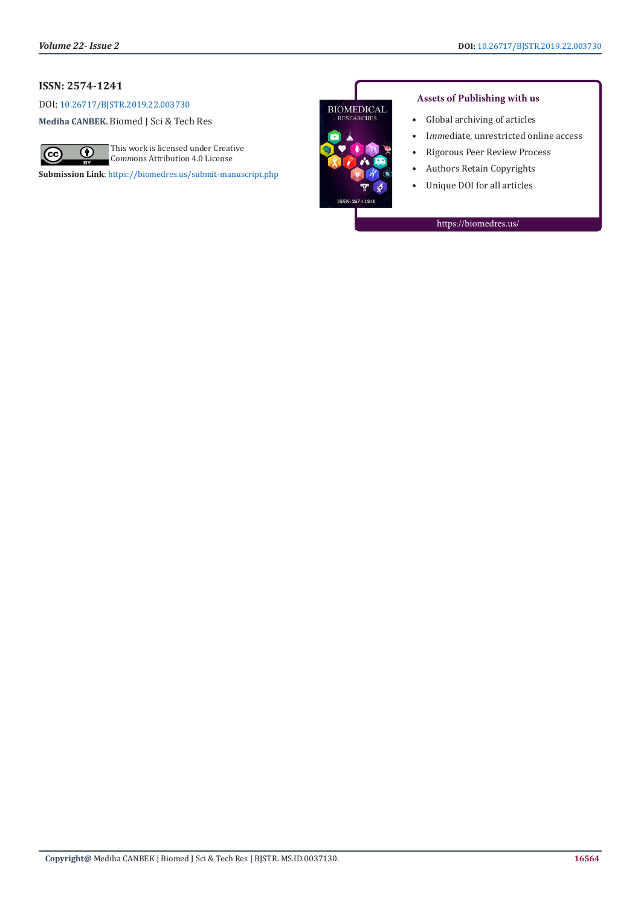**ISSN: 2574-1241**

DOI: 10.26717/BJSTR.2019.22.003730

**Mediha CANBEK.** Biomed J Sci & Tech Res

This work is licensed under Creative Commons Attribution 4.0 License

**Submission Link**: https://biomedres.us/submit-manuscript.php

### Assets of Publishing with us

- Global archiving of articles
- Immediate, unrestricted online access
- Rigorous Peer Review Process
- Authors Retain Copyrights
- Unique DOI for all articles

https://biomedres.us/